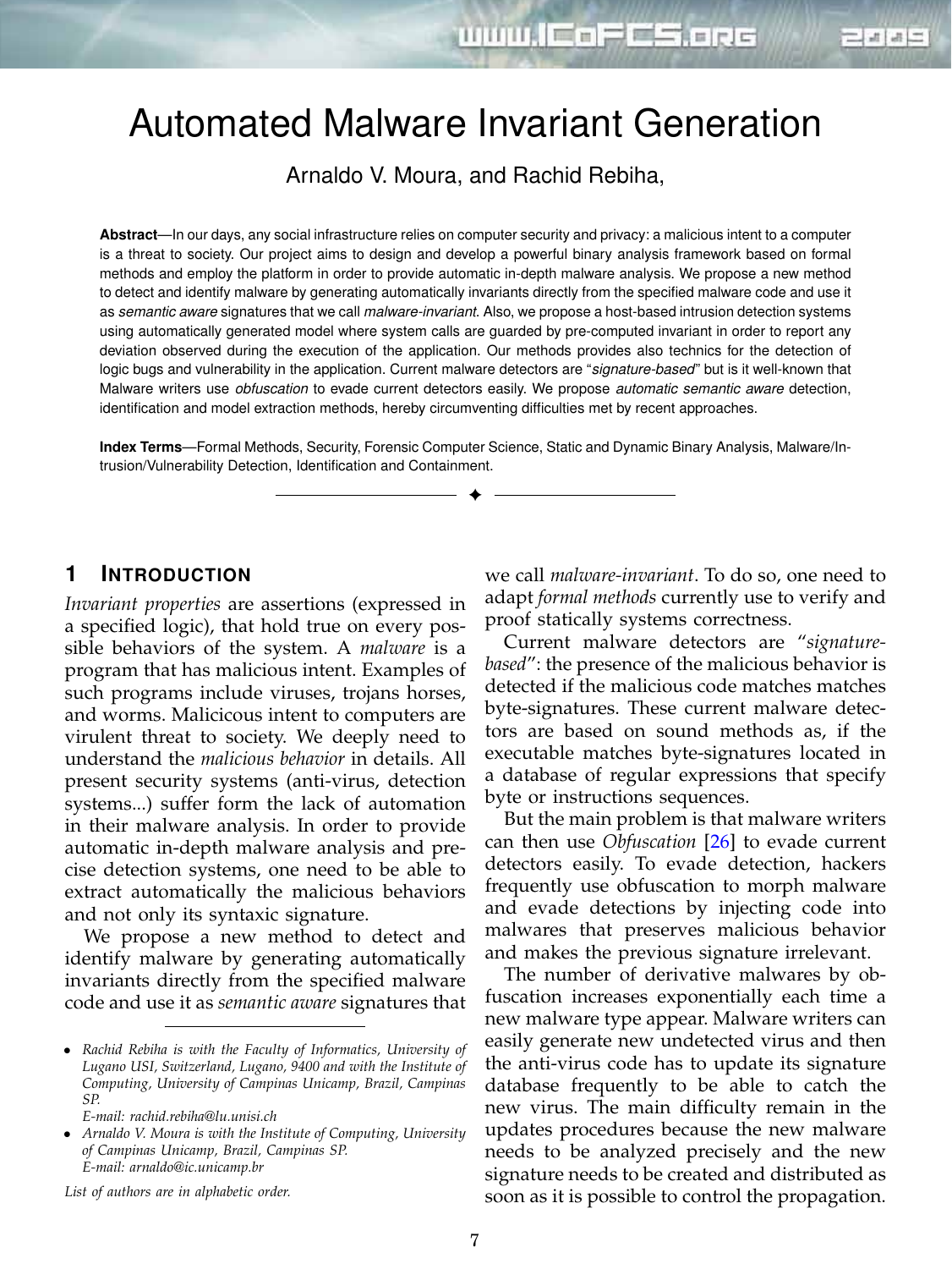# Automated Malware Invariant Generation

Arnaldo V. Moura, and Rachid Rebiha,

**Abstract**—In our days, any social infrastructure relies on computer security and privacy: a malicious intent to a computer is a threat to society. Our project aims to design and develop a powerful binary analysis framework based on formal methods and employ the platform in order to provide automatic in-depth malware analysis. We propose a new method to detect and identify malware by generating automatically invariants directly from the specified malware code and use it as *semantic aware* signatures that we call *malware-invariant*. Also, we propose a host-based intrusion detection systems using automatically generated model where system calls are guarded by pre-computed invariant in order to report any deviation observed during the execution of the application. Our methods provides also technics for the detection of logic bugs and vulnerability in the application. Current malware detectors are "*signature-based*" but is it well-known that Malware writers use *obfuscation* to evade current detectors easily. We propose *automatic semantic aware* detection, identification and model extraction methods, hereby circumventing difficulties met by recent approaches.

**Index Terms**—Formal Methods, Security, Forensic Computer Science, Static and Dynamic Binary Analysis, Malware/Intrusion/Vulnerability Detection, Identification and Containment.

## 1 Introduction

*Invariant properties* are assertions (expressed in a specified logic), that hold true on every possible behaviors of the system. A *malware* is a program that has malicious intent. Examples of such programs include viruses, trojans horses, and worms. Malicicous intent to computers are virulent threat to society. We deeply need to understand the *malicious behavior* in details. All present security systems (anti-virus, detection systems...) suffer form the lack of automation in their malware analysis. In order to provide automatic in-depth malware analysis and precise detection systems, one need to be able to extract automatically the malicious behaviors and not only its syntaxic signature.

We propose a new method to detect and identify malware by generating automatically invariants directly from the specified malware code and use it as *semantic aware* signatures that we call *malware-invariant*. To do so, one need to adapt *formal methods* currently use to verify and proof statically systems correctness.

Current malware detectors are "*signature-based*": the presence of the malicious behavior is detected if the malicious code matches matches byte-signatures. These current malware detectors are based on sound methods as, if the executable matches byte-signatures located in a database of regular expressions that specify byte or instructions sequences.

But the main problem is that malware writers can then use *Obfuscation* [26] to evade current detectors easily. To evade detection, hackers frequently use obfuscation to morph malware and evade detections by injecting code into malwares that preserves malicious behavior and makes the previous signature irrelevant.

The number of derivative malwares by obfuscation increases exponentially each time a new malware type appear. Malware writers can easily generate new undetected virus and then the anti-virus code has to update its signature database frequently to be able to catch the new virus. The main difficulty remain in the updates procedures because the new malware needs to be analyzed precisely and the new signature needs to be created and distributed as soon as it is possible to control the propagation.

- *Rachid Rebiha is with the Faculty of Informatics, University of Lugano USI, Switzerland, Lugano, 9400 and with the Institute of Computing, University of Campinas Unicamp, Brazil, Campinas SP.*
  *E-mail: rachid.rebiha@lu.unisi.ch*
- *Arnaldo V. Moura is with the Institute of Computing, University of Campinas Unicamp, Brazil, Campinas SP.*
  *E-mail: arnaldo@ic.unicamp.br*

*List of authors are in alphabetic order.*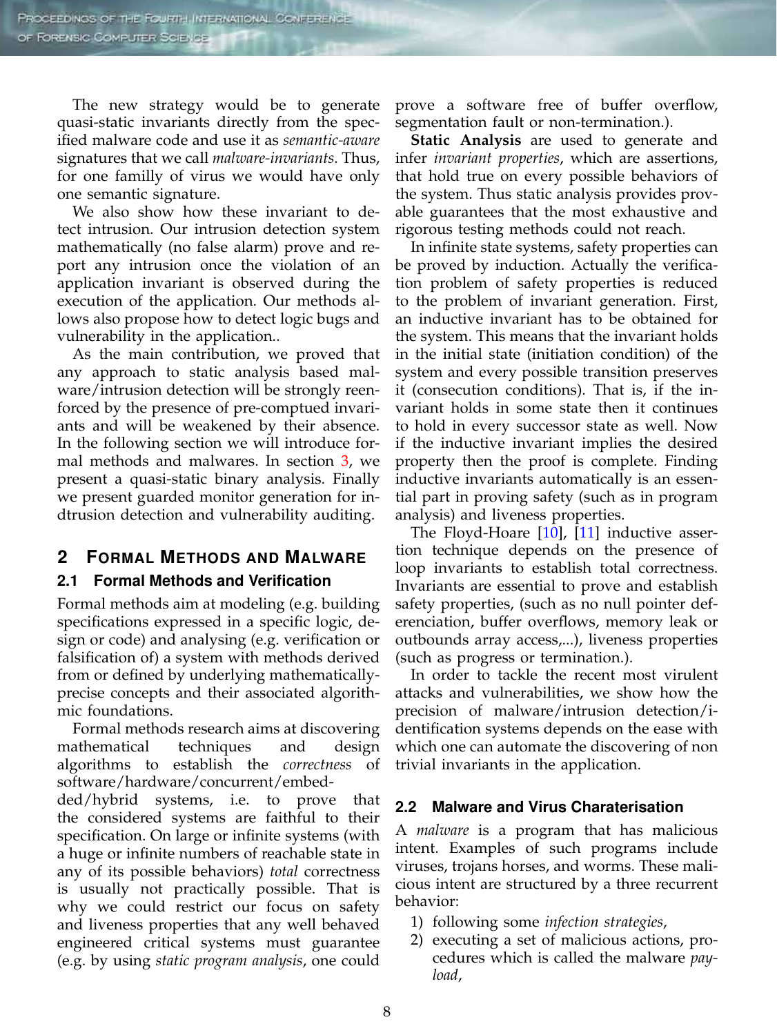The new strategy would be to generate quasi-static invariants directly from the specified malware code and use it as *semantic-aware* signatures that we call *malware-invariants*. Thus, for one familly of virus we would have only one semantic signature.

We also show how these invariant to detect intrusion. Our intrusion detection system mathematically (no false alarm) prove and report any intrusion once the violation of an application invariant is observed during the execution of the application. Our methods allows also propose how to detect logic bugs and vulnerability in the application..

As the main contribution, we proved that any approach to static analysis based malware/intrusion detection will be strongly reenforced by the presence of pre-comptued invariants and will be weakened by their absence. In the following section we will introduce formal methods and malwares. In section 3, we present a quasi-static binary analysis. Finally we present guarded monitor generation for indtrusion detection and vulnerability auditing.

## 2 Formal Methods and Malware

### 2.1 Formal Methods and Verification

Formal methods aim at modeling (e.g. building specifications expressed in a specific logic, design or code) and analysing (e.g. verification or falsification of) a system with methods derived from or defined by underlying mathematically-precise concepts and their associated algorithmic foundations.

Formal methods research aims at discovering mathematical techniques and design algorithms to establish the *correctness* of software/hardware/concurrent/embedded/hybrid systems, i.e. to prove that the considered systems are faithful to their specification. On large or infinite systems (with a huge or infinite numbers of reachable state in any of its possible behaviors) *total* correctness is usually not practically possible. That is why we could restrict our focus on safety and liveness properties that any well behaved engineered critical systems must guarantee (e.g. by using *static program analysis*, one could prove a software free of buffer overflow, segmentation fault or non-termination.).

**Static Analysis** are used to generate and infer *invariant properties*, which are assertions, that hold true on every possible behaviors of the system. Thus static analysis provides provable guarantees that the most exhaustive and rigorous testing methods could not reach.

In infinite state systems, safety properties can be proved by induction. Actually the verification problem of safety properties is reduced to the problem of invariant generation. First, an inductive invariant has to be obtained for the system. This means that the invariant holds in the initial state (initiation condition) of the system and every possible transition preserves it (consecution conditions). That is, if the invariant holds in some state then it continues to hold in every successor state as well. Now if the inductive invariant implies the desired property then the proof is complete. Finding inductive invariants automatically is an essential part in proving safety (such as in program analysis) and liveness properties.

The Floyd-Hoare [10], [11] inductive assertion technique depends on the presence of loop invariants to establish total correctness. Invariants are essential to prove and establish safety properties, (such as no null pointer deferenciation, buffer overflows, memory leak or outbounds array access,...), liveness properties (such as progress or termination.).

In order to tackle the recent most virulent attacks and vulnerabilities, we show how the precision of malware/intrusion detection/identification systems depends on the ease with which one can automate the discovering of non trivial invariants in the application.

### 2.2 Malware and Virus Charaterisation

A *malware* is a program that has malicious intent. Examples of such programs include viruses, trojans horses, and worms. These malicious intent are structured by a three recurrent behavior:

1) following some *infection strategies*,
2) executing a set of malicious actions, procedures which is called the malware *payload*,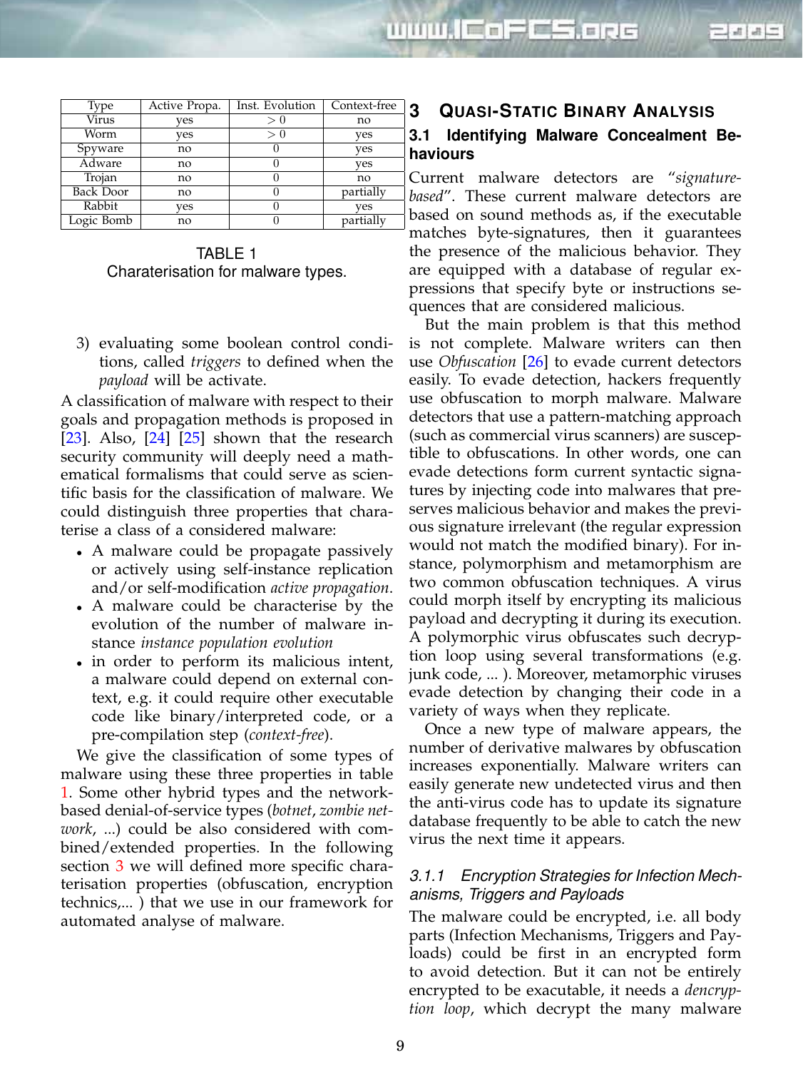| Type | Active Propa. | Inst. Evolution | Context-free |
|---|---|---|---|
| Virus | yes | $> 0$ | no |
| Worm | yes | $> 0$ | yes |
| Spyware | no | 0 | yes |
| Adware | no | 0 | yes |
| Trojan | no | 0 | no |
| Back Door | no | 0 | partially |
| Rabbit | yes | 0 | yes |
| Logic Bomb | no | 0 | partially |

TABLE 1
Charaterisation for malware types.

3) evaluating some boolean control conditions, called *triggers* to defined when the *payload* will be activate.

A classification of malware with respect to their goals and propagation methods is proposed in [23]. Also, [24] [25] shown that the research security community will deeply need a mathematical formalisms that could serve as scientific basis for the classification of malware. We could distinguish three properties that characterise a class of a considered malware:

- A malware could be propagate passively or actively using self-instance replication and/or self-modification *active propagation*.
- A malware could be characterise by the evolution of the number of malware instance *instance population evolution*
- in order to perform its malicious intent, a malware could depend on external context, e.g. it could require other executable code like binary/interpreted code, or a pre-compilation step (*context-free*).

We give the classification of some types of malware using these three properties in table 1. Some other hybrid types and the network-based denial-of-service types (*botnet*, *zombie network*, ...) could be also considered with combined/extended properties. In the following section 3 we will defined more specific charaterisation properties (obfuscation, encryption technics,... ) that we use in our framework for automated analyse of malware.

# 3 Quasi-Static Binary Analysis

## 3.1 Identifying Malware Concealment Behaviours

Current malware detectors are "*signature-based*". These current malware detectors are based on sound methods as, if the executable matches byte-signatures, then it guarantees the presence of the malicious behavior. They are equipped with a database of regular expressions that specify byte or instructions sequences that are considered malicious.

But the main problem is that this method is not complete. Malware writers can then use *Obfuscation* [26] to evade current detectors easily. To evade detection, hackers frequently use obfuscation to morph malware. Malware detectors that use a pattern-matching approach (such as commercial virus scanners) are susceptible to obfuscations. In other words, one can evade detections form current syntactic signatures by injecting code into malwares that preserves malicious behavior and makes the previous signature irrelevant (the regular expression would not match the modified binary). For instance, polymorphism and metamorphism are two common obfuscation techniques. A virus could morph itself by encrypting its malicious payload and decrypting it during its execution. A polymorphic virus obfuscates such decryption loop using several transformations (e.g. junk code, ... ). Moreover, metamorphic viruses evade detection by changing their code in a variety of ways when they replicate.

Once a new type of malware appears, the number of derivative malwares by obfuscation increases exponentially. Malware writers can easily generate new undetected virus and then the anti-virus code has to update its signature database frequently to be able to catch the new virus the next time it appears.

### 3.1.1 Encryption Strategies for Infection Mechanisms, Triggers and Payloads

The malware could be encrypted, i.e. all body parts (Infection Mechanisms, Triggers and Payloads) could be first in an encrypted form to avoid detection. But it can not be entirely encrypted to be exacutable, it needs a *dencryption loop*, which decrypt the many malware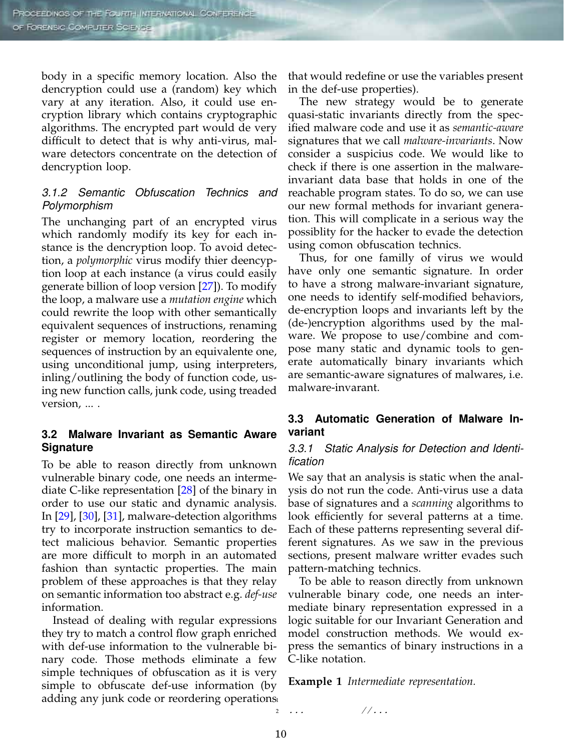body in a specific memory location. Also the dencryption could use a (random) key which vary at any iteration. Also, it could use encryption library which contains cryptographic algorithms. The encrypted part would de very difficult to detect that is why anti-virus, malware detectors concentrate on the detection of dencryption loop.

#### 3.1.2 Semantic Obfuscation Technics and Polymorphism

The unchanging part of an encrypted virus which randomly modify its key for each instance is the dencryption loop. To avoid detection, a *polymorphic* virus modify thier deencyption loop at each instance (a virus could easily generate billion of loop version [27]). To modify the loop, a malware use a *mutation engine* which could rewrite the loop with other semantically equivalent sequences of instructions, renaming register or memory location, reordering the sequences of instruction by an equivalente one, using unconditional jump, using interpreters, inling/outlining the body of function code, using new function calls, junk code, using treaded version, ... .

### 3.2 Malware Invariant as Semantic Aware Signature

To be able to reason directly from unknown vulnerable binary code, one needs an intermediate C-like representation [28] of the binary in order to use our static and dynamic analysis. In [29], [30], [31], malware-detection algorithms try to incorporate instruction semantics to detect malicious behavior. Semantic properties are more difficult to morph in an automated fashion than syntactic properties. The main problem of these approaches is that they relay on semantic information too abstract e.g. *def-use* information.

Instead of dealing with regular expressions they try to match a control flow graph enriched with def-use information to the vulnerable binary code. Those methods eliminate a few simple techniques of obfuscation as it is very simple to obfuscate def-use information (by adding any junk code or reordering operations that would redefine or use the variables present in the def-use properties).

The new strategy would be to generate quasi-static invariants directly from the specified malware code and use it as *semantic-aware* signatures that we call *malware-invariants*. Now consider a suspicius code. We would like to check if there is one assertion in the malware-invariant data base that holds in one of the reachable program states. To do so, we can use our new formal methods for invariant generation. This will complicate in a serious way the possiblity for the hacker to evade the detection using comon obfuscation technics.

Thus, for one familly of virus we would have only one semantic signature. In order to have a strong malware-invariant signature, one needs to identify self-modified behaviors, de-encryption loops and invariants left by the (de-)encryption algorithms used by the malware. We propose to use/combine and compose many static and dynamic tools to generate automatically binary invariants which are semantic-aware signatures of malwares, i.e. malware-invarant.

### 3.3 Automatic Generation of Malware Invariant

#### 3.3.1 Static Analysis for Detection and Identification

We say that an analysis is static when the analysis do not run the code. Anti-virus use a data base of signatures and a *scanning* algorithms to look efficiently for several patterns at a time. Each of these patterns representing several different signatures. As we saw in the previous sections, present malware writter evades such pattern-matching technics.

To be able to reason directly from unknown vulnerable binary code, one needs an intermediate binary representation expressed in a logic suitable for our Invariant Generation and model construction methods. We would express the semantics of binary instructions in a C-like notation.

**Example 1** *Intermediate representation.*

```
1
2  ...              //...
```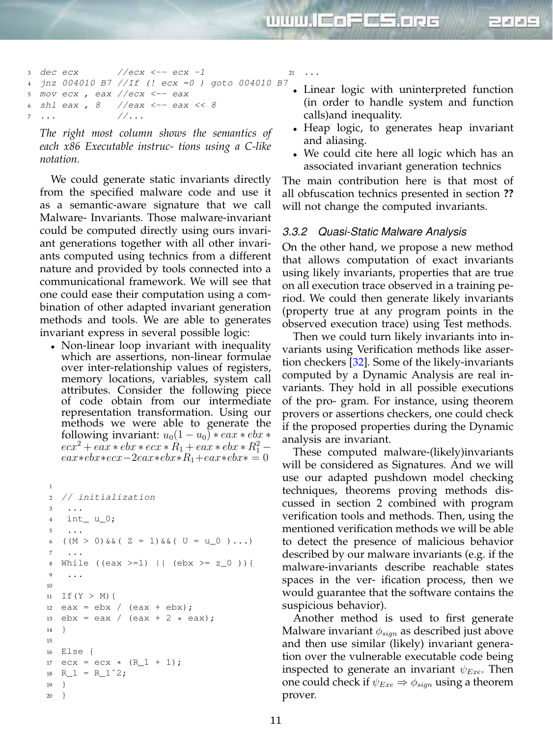```
dec ecx       //ecx <-- ecx -1
jnz 004010 B7 //If (! ecx =0 ) goto 004010 B7
mov ecx , eax //ecx <-- eax
shl eax , 8   //eax <-- eax << 8
...           //...
```

*The right most column shows the semantics of each x86 Executable instruc- tions using a C-like notation.*

We could generate static invariants directly from the specified malware code and use it as a semantic-aware signature that we call Malware- Invariants. Those malware-invariant could be computed directly using ours invariant generations together with all other invariants computed using technics from a different nature and provided by tools connected into a communicational framework. We will see that one could ease their computation using a combination of other adapted invariant generation methods and tools. We are able to generates invariant express in several possible logic:

- Non-linear loop invariant with inequality which are assertions, non-linear formulae over inter-relationship values of registers, memory locations, variables, system call attributes. Consider the following piece of code obtain from our intermediate representation transformation. Using our methods we were able to generate the following invariant: $u_0(1-u_0)*eax*ebx*ecx^2+eax*ebx*ecx*R_1+eax*ebx*R_1^2-eax*ebx*ecx-2eax*ebx*R_1+eax*ebx* = 0$

```

// initialization
 ...
 int_ u_0;
 ...
((M > 0)&&( Z = 1)&&( U = u_0 )...)
 ...
While ((eax >=1) || (ebx >= z_0 )){
 ...

If(Y > M){
eax = ebx / (eax + ebx);
ebx = eax / (eax + 2 * eax);
}

Else {
ecx = ecx * (R_1 + 1);
R_1 = R_1^2;
}
}
...
```

- Linear logic with uninterpreted function (in order to handle system and function calls)and inequality.
- Heap logic, to generates heap invariant and aliasing.
- We could cite here all logic which has an associated invariant generation technics

The main contribution here is that most of all obfuscation technics presented in section **??** will not change the computed invariants.

### 3.3.2 Quasi-Static Malware Analysis

On the other hand, we propose a new method that allows computation of exact invariants using likely invariants, properties that are true on all execution trace observed in a training period. We could then generate likely invariants (property true at any program points in the observed execution trace) using Test methods.

Then we could turn likely invariants into invariants using Verification methods like assertion checkers [32]. Some of the likely-invariants computed by a Dynamic Analysis are real invariants. They hold in all possible executions of the pro- gram. For instance, using theorem provers or assertions checkers, one could check if the proposed properties during the Dynamic analysis are invariant.

These computed malware-(likely)invariants will be considered as Signatures. And we will use our adapted pushdown model checking techniques, theorems proving methods discussed in section 2 combined with program verification tools and methods. Then, using the mentioned verification methods we will be able to detect the presence of malicious behavior described by our malware invariants (e.g. if the malware-invariants describe reachable states spaces in the ver- ification process, then we would guarantee that the software contains the suspicious behavior).

Another method is used to first generate Malware invariant $\phi_{sign}$ as described just above and then use similar (likely) invariant generation over the vulnerable executable code being inspected to generate an invariant $\psi_{Exe}$. Then one could check if $\psi_{Exe} \Rightarrow \phi_{sign}$ using a theorem prover.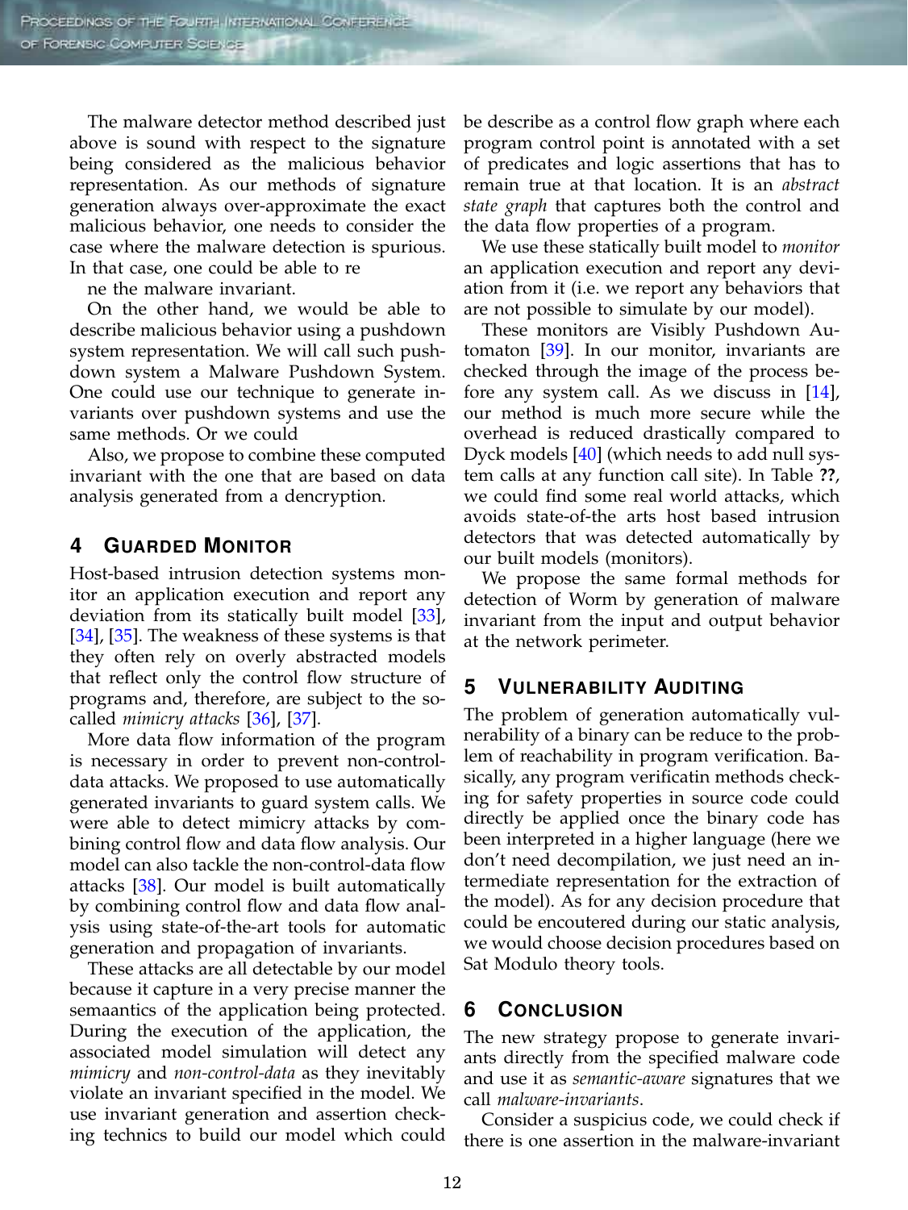The malware detector method described just above is sound with respect to the signature being considered as the malicious behavior representation. As our methods of signature generation always over-approximate the exact malicious behavior, one needs to consider the case where the malware detection is spurious. In that case, one could be able to re

ne the malware invariant.

On the other hand, we would be able to describe malicious behavior using a pushdown system representation. We will call such pushdown system a Malware Pushdown System. One could use our technique to generate invariants over pushdown systems and use the same methods. Or we could

Also, we propose to combine these computed invariant with the one that are based on data analysis generated from a dencryption.

## 4 Guarded Monitor

Host-based intrusion detection systems monitor an application execution and report any deviation from its statically built model [33], [34], [35]. The weakness of these systems is that they often rely on overly abstracted models that reflect only the control flow structure of programs and, therefore, are subject to the so-called *mimicry attacks* [36], [37].

More data flow information of the program is necessary in order to prevent non-control-data attacks. We proposed to use automatically generated invariants to guard system calls. We were able to detect mimicry attacks by combining control flow and data flow analysis. Our model can also tackle the non-control-data flow attacks [38]. Our model is built automatically by combining control flow and data flow analysis using state-of-the-art tools for automatic generation and propagation of invariants.

These attacks are all detectable by our model because it capture in a very precise manner the semaantics of the application being protected. During the execution of the application, the associated model simulation will detect any *mimicry* and *non-control-data* as they inevitably violate an invariant specified in the model. We use invariant generation and assertion checking technics to build our model which could be describe as a control flow graph where each program control point is annotated with a set of predicates and logic assertions that has to remain true at that location. It is an *abstract state graph* that captures both the control and the data flow properties of a program.

We use these statically built model to *monitor* an application execution and report any deviation from it (i.e. we report any behaviors that are not possible to simulate by our model).

These monitors are Visibly Pushdown Automaton [39]. In our monitor, invariants are checked through the image of the process before any system call. As we discuss in [14], our method is much more secure while the overhead is reduced drastically compared to Dyck models [40] (which needs to add null system calls at any function call site). In Table **??**, we could find some real world attacks, which avoids state-of-the arts host based intrusion detectors that was detected automatically by our built models (monitors).

We propose the same formal methods for detection of Worm by generation of malware invariant from the input and output behavior at the network perimeter.

## 5 Vulnerability Auditing

The problem of generation automatically vulnerability of a binary can be reduce to the problem of reachability in program verification. Basically, any program verificatin methods checking for safety properties in source code could directly be applied once the binary code has been interpreted in a higher language (here we don't need decompilation, we just need an intermediate representation for the extraction of the model). As for any decision procedure that could be encoutered during our static analysis, we would choose decision procedures based on Sat Modulo theory tools.

## 6 Conclusion

The new strategy propose to generate invariants directly from the specified malware code and use it as *semantic-aware* signatures that we call *malware-invariants*.

Consider a suspicius code, we could check if there is one assertion in the malware-invariant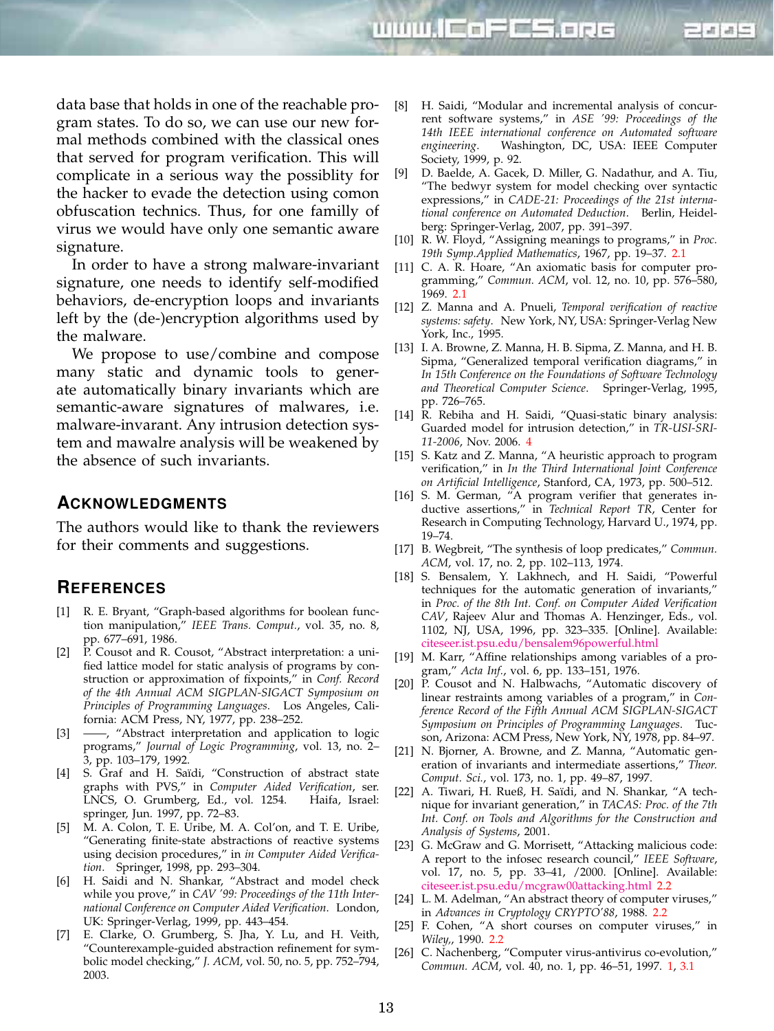data base that holds in one of the reachable program states. To do so, we can use our new formal methods combined with the classical ones that served for program verification. This will complicate in a serious way the possiblity for the hacker to evade the detection using comon obfuscation technics. Thus, for one familly of virus we would have only one semantic aware signature.

In order to have a strong malware-invariant signature, one needs to identify self-modified behaviors, de-encryption loops and invariants left by the (de-)encryption algorithms used by the malware.

We propose to use/combine and compose many static and dynamic tools to generate automatically binary invariants which are semantic-aware signatures of malwares, i.e. malware-invarant. Any intrusion detection system and mawalre analysis will be weakened by the absence of such invariants.

## Acknowledgments

The authors would like to thank the reviewers for their comments and suggestions.

## References

[1] R. E. Bryant, "Graph-based algorithms for boolean function manipulation," *IEEE Trans. Comput.*, vol. 35, no. 8, pp. 677–691, 1986.

[2] P. Cousot and R. Cousot, "Abstract interpretation: a unified lattice model for static analysis of programs by construction or approximation of fixpoints," in *Conf. Record of the 4th Annual ACM SIGPLAN-SIGACT Symposium on Principles of Programming Languages*. Los Angeles, California: ACM Press, NY, 1977, pp. 238–252.

[3] ——, "Abstract interpretation and application to logic programs," *Journal of Logic Programming*, vol. 13, no. 2–3, pp. 103–179, 1992.

[4] S. Graf and H. Saïdi, "Construction of abstract state graphs with PVS," in *Computer Aided Verification*, ser. LNCS, O. Grumberg, Ed., vol. 1254. Haifa, Israel: springer, Jun. 1997, pp. 72–83.

[5] M. A. Colon, T. E. Uribe, M. A. Col'on, and T. E. Uribe, "Generating finite-state abstractions of reactive systems using decision procedures," in *in Computer Aided Verification*. Springer, 1998, pp. 293–304.

[6] H. Saidi and N. Shankar, "Abstract and model check while you prove," in *CAV '99: Proceedings of the 11th International Conference on Computer Aided Verification*. London, UK: Springer-Verlag, 1999, pp. 443–454.

[7] E. Clarke, O. Grumberg, S. Jha, Y. Lu, and H. Veith, "Counterexample-guided abstraction refinement for symbolic model checking," *J. ACM*, vol. 50, no. 5, pp. 752–794, 2003.

[8] H. Saidi, "Modular and incremental analysis of concurrent software systems," in *ASE '99: Proceedings of the 14th IEEE international conference on Automated software engineering*. Washington, DC, USA: IEEE Computer Society, 1999, p. 92.

[9] D. Baelde, A. Gacek, D. Miller, G. Nadathur, and A. Tiu, "The bedwyr system for model checking over syntactic expressions," in *CADE-21: Proceedings of the 21st international conference on Automated Deduction*. Berlin, Heidelberg: Springer-Verlag, 2007, pp. 391–397.

[10] R. W. Floyd, "Assigning meanings to programs," in *Proc. 19th Symp.Applied Mathematics*, 1967, pp. 19–37. 2.1

[11] C. A. R. Hoare, "An axiomatic basis for computer programming," *Commun. ACM*, vol. 12, no. 10, pp. 576–580, 1969. 2.1

[12] Z. Manna and A. Pnueli, *Temporal verification of reactive systems: safety*. New York, NY, USA: Springer-Verlag New York, Inc., 1995.

[13] I. A. Browne, Z. Manna, H. B. Sipma, Z. Manna, and H. B. Sipma, "Generalized temporal verification diagrams," in *In 15th Conference on the Foundations of Software Technology and Theoretical Computer Science*. Springer-Verlag, 1995, pp. 726–765.

[14] R. Rebiha and H. Saidi, "Quasi-static binary analysis: Guarded model for intrusion detection," in *TR-USI-SRI-11-2006*, Nov. 2006. 4

[15] S. Katz and Z. Manna, "A heuristic approach to program verification," in *In the Third International Joint Conference on Artificial Intelligence*, Stanford, CA, 1973, pp. 500–512.

[16] S. M. German, "A program verifier that generates inductive assertions," in *Technical Report TR*, Center for Research in Computing Technology, Harvard U., 1974, pp. 19–74.

[17] B. Wegbreit, "The synthesis of loop predicates," *Commun. ACM*, vol. 17, no. 2, pp. 102–113, 1974.

[18] S. Bensalem, Y. Lakhnech, and H. Saidi, "Powerful techniques for the automatic generation of invariants," in *Proc. of the 8th Int. Conf. on Computer Aided Verification CAV*, Rajeev Alur and Thomas A. Henzinger, Eds., vol. 1102, NJ, USA, 1996, pp. 323–335. [Online]. Available: citeseer.ist.psu.edu/bensalem96powerful.html

[19] M. Karr, "Affine relationships among variables of a program," *Acta Inf.*, vol. 6, pp. 133–151, 1976.

[20] P. Cousot and N. Halbwachs, "Automatic discovery of linear restraints among variables of a program," in *Conference Record of the Fifth Annual ACM SIGPLAN-SIGACT Symposium on Principles of Programming Languages*. Tucson, Arizona: ACM Press, New York, NY, 1978, pp. 84–97.

[21] N. Bjorner, A. Browne, and Z. Manna, "Automatic generation of invariants and intermediate assertions," *Theor. Comput. Sci.*, vol. 173, no. 1, pp. 49–87, 1997.

[22] A. Tiwari, H. Rueß, H. Saïdi, and N. Shankar, "A technique for invariant generation," in *TACAS: Proc. of the 7th Int. Conf. on Tools and Algorithms for the Construction and Analysis of Systems*, 2001.

[23] G. McGraw and G. Morrisett, "Attacking malicious code: A report to the infosec research council," *IEEE Software*, vol. 17, no. 5, pp. 33–41, /2000. [Online]. Available: citeseer.ist.psu.edu/mcgraw00attacking.html 2.2

[24] L. M. Adelman, "An abstract theory of computer viruses," in *Advances in Cryptology CRYPTO'88*, 1988. 2.2

[25] F. Cohen, "A short courses on computer viruses," in *Wiley,*, 1990. 2.2

[26] C. Nachenberg, "Computer virus-antivirus co-evolution," *Commun. ACM*, vol. 40, no. 1, pp. 46–51, 1997. 1, 3.1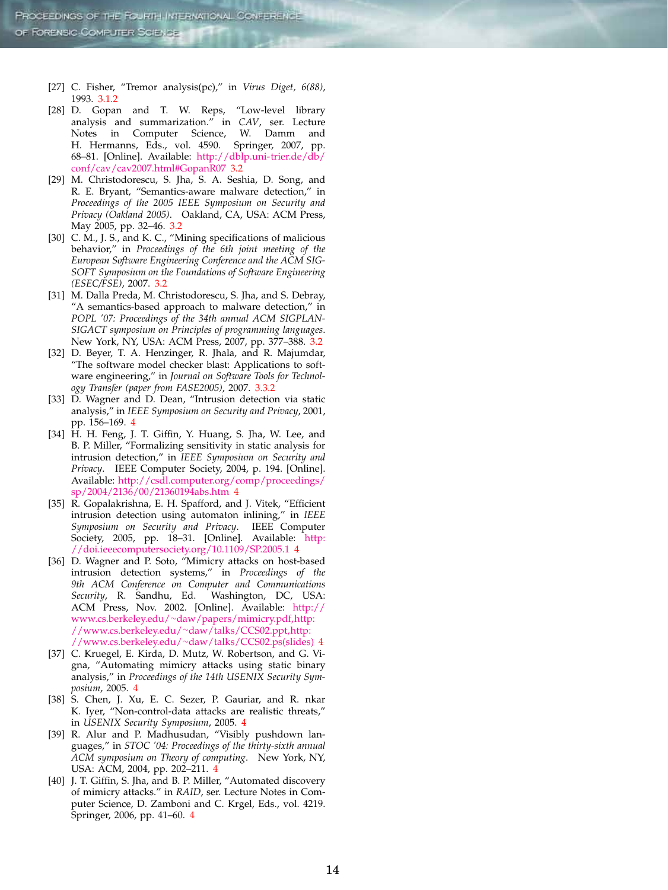[27] C. Fisher, "Tremor analysis(pc)," in *Virus Diget, 6(88)*, 1993. 3.1.2

[28] D. Gopan and T. W. Reps, "Low-level library analysis and summarization." in *CAV*, ser. Lecture Notes in Computer Science, W. Damm and H. Hermanns, Eds., vol. 4590. Springer, 2007, pp. 68–81. [Online]. Available: http://dblp.uni-trier.de/db/conf/cav/cav2007.html#GopanR07 3.2

[29] M. Christodorescu, S. Jha, S. A. Seshia, D. Song, and R. E. Bryant, "Semantics-aware malware detection," in *Proceedings of the 2005 IEEE Symposium on Security and Privacy (Oakland 2005)*. Oakland, CA, USA: ACM Press, May 2005, pp. 32–46. 3.2

[30] C. M., J. S., and K. C., "Mining specifications of malicious behavior," in *Proceedings of the 6th joint meeting of the European Software Engineering Conference and the ACM SIGSOFT Symposium on the Foundations of Software Engineering (ESEC/FSE)*, 2007. 3.2

[31] M. Dalla Preda, M. Christodorescu, S. Jha, and S. Debray, "A semantics-based approach to malware detection," in *POPL '07: Proceedings of the 34th annual ACM SIGPLAN-SIGACT symposium on Principles of programming languages*. New York, NY, USA: ACM Press, 2007, pp. 377–388. 3.2

[32] D. Beyer, T. A. Henzinger, R. Jhala, and R. Majumdar, "The software model checker blast: Applications to software engineering," in *Journal on Software Tools for Technology Transfer (paper from FASE2005)*, 2007. 3.3.2

[33] D. Wagner and D. Dean, "Intrusion detection via static analysis," in *IEEE Symposium on Security and Privacy*, 2001, pp. 156–169. 4

[34] H. H. Feng, J. T. Giffin, Y. Huang, S. Jha, W. Lee, and B. P. Miller, "Formalizing sensitivity in static analysis for intrusion detection," in *IEEE Symposium on Security and Privacy*. IEEE Computer Society, 2004, p. 194. [Online]. Available: http://csdl.computer.org/comp/proceedings/sp/2004/2136/00/21360194abs.htm 4

[35] R. Gopalakrishna, E. H. Spafford, and J. Vitek, "Efficient intrusion detection using automaton inlining," in *IEEE Symposium on Security and Privacy*. IEEE Computer Society, 2005, pp. 18–31. [Online]. Available: http://doi.ieeecomputersociety.org/10.1109/SP.2005.1 4

[36] D. Wagner and P. Soto, "Mimicry attacks on host-based intrusion detection systems," in *Proceedings of the 9th ACM Conference on Computer and Communications Security*, R. Sandhu, Ed. Washington, DC, USA: ACM Press, Nov. 2002. [Online]. Available: http://www.cs.berkeley.edu/~daw/papers/mimicry.pdf,http://www.cs.berkeley.edu/~daw/talks/CCS02.ppt,http://www.cs.berkeley.edu/~daw/talks/CCS02.ps(slides) 4

[37] C. Kruegel, E. Kirda, D. Mutz, W. Robertson, and G. Vigna, "Automating mimicry attacks using static binary analysis," in *Proceedings of the 14th USENIX Security Symposium*, 2005. 4

[38] S. Chen, J. Xu, E. C. Sezer, P. Gauriar, and R. nkar K. Iyer, "Non-control-data attacks are realistic threats," in *USENIX Security Symposium*, 2005. 4

[39] R. Alur and P. Madhusudan, "Visibly pushdown languages," in *STOC '04: Proceedings of the thirty-sixth annual ACM symposium on Theory of computing*. New York, NY, USA: ACM, 2004, pp. 202–211. 4

[40] J. T. Giffin, S. Jha, and B. P. Miller, "Automated discovery of mimicry attacks." in *RAID*, ser. Lecture Notes in Computer Science, D. Zamboni and C. Krgel, Eds., vol. 4219. Springer, 2006, pp. 41–60. 4